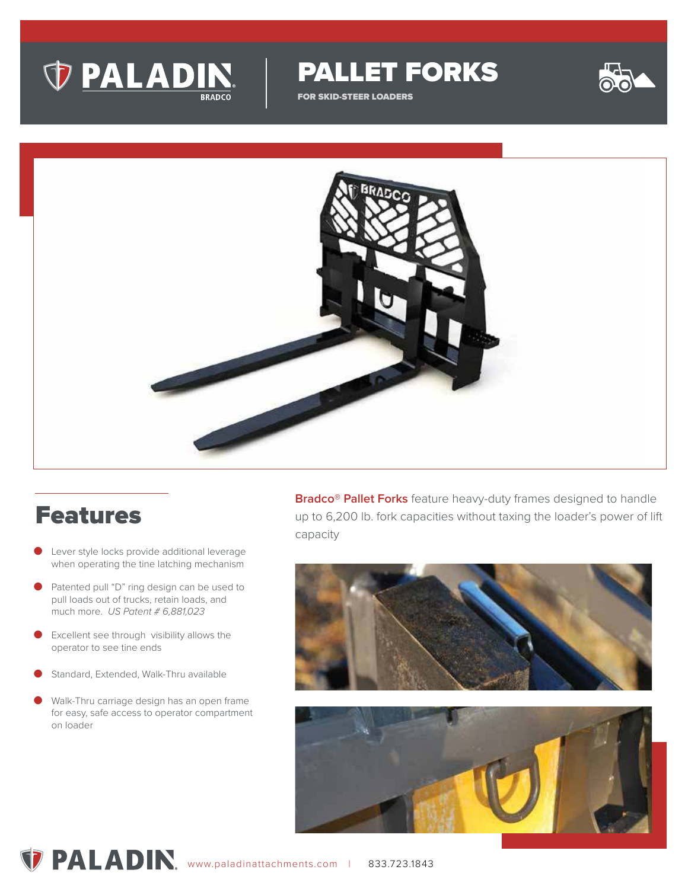# PALLET FORKS

FOR SKID-STEER LOADERS

## Features

- Lever style locks provide additional leverage when operating the tine latching mechanism
- Patented pull "D" ring design can be used to pull loads out of trucks, retain loads, and much more. *US Patent # 6,881,023*
- Excellent see through visibility allows the operator to see tine ends
- Standard, Extended, Walk-Thru available
- Walk-Thru carriage design has an open frame for easy, safe access to operator compartment on loader

**Bradco® Pallet Forks** feature heavy-duty frames designed to handle up to 6,200 lb. fork capacities without taxing the loader's power of lift capacity

www.paladinattachments.com | 833.723.1843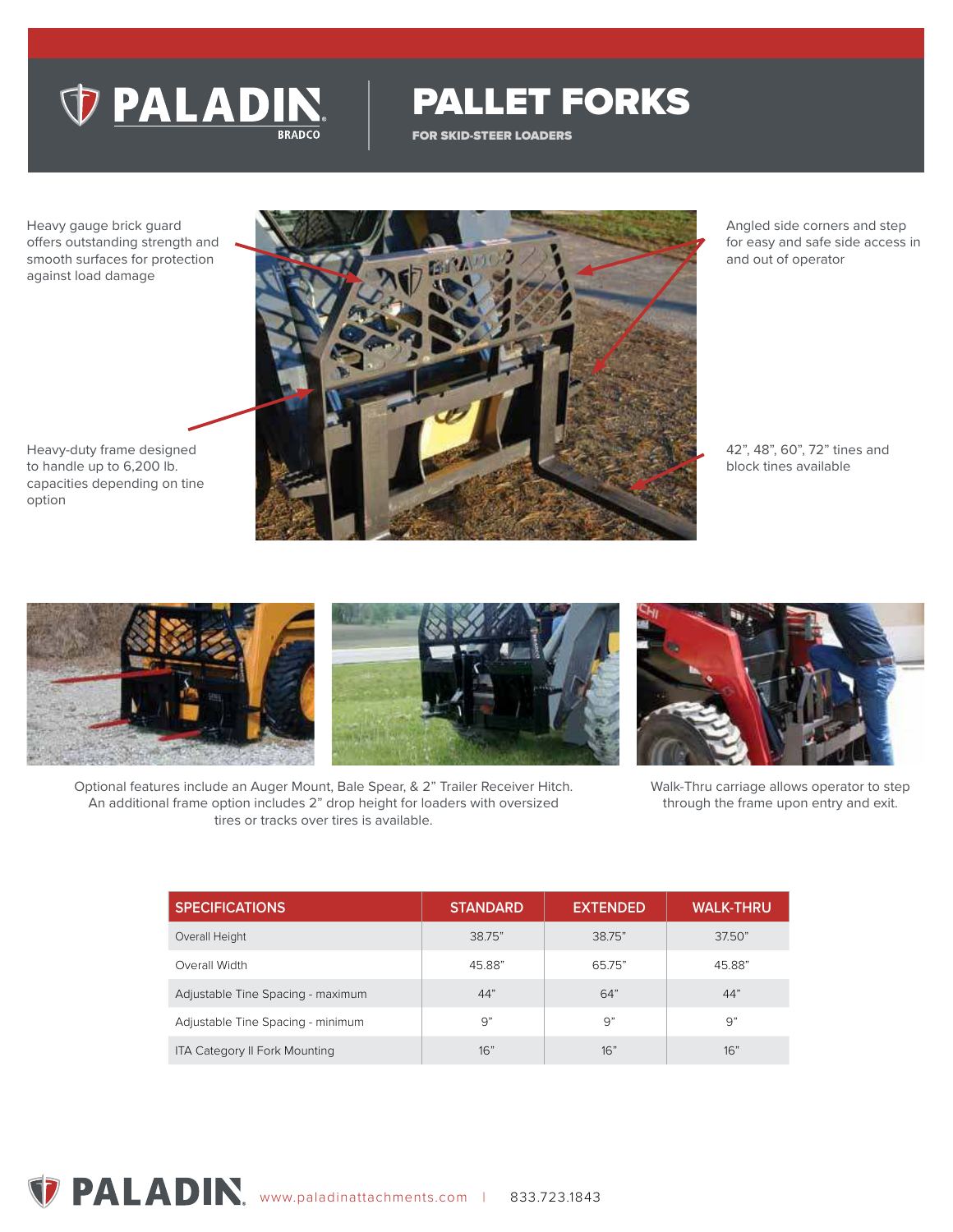# PALLET FORKS

FOR SKID-STEER LOADERS

Heavy gauge brick guard offers outstanding strength and smooth surfaces for protection against load damage

Angled side corners and step for easy and safe side access in and out of operator

Heavy-duty frame designed to handle up to 6,200 lb. capacities depending on tine option

42", 48", 60", 72" tines and block tines available

Optional features include an Auger Mount, Bale Spear, & 2" Trailer Receiver Hitch. An additional frame option includes 2" drop height for loaders with oversized tires or tracks over tires is available.

Walk-Thru carriage allows operator to step through the frame upon entry and exit.

| SPECIFICATIONS | STANDARD | EXTENDED | WALK-THRU |
|---|---|---|---|
| Overall Height | 38.75" | 38.75" | 37.50" |
| Overall Width | 45.88" | 65.75" | 45.88" |
| Adjustable Tine Spacing - maximum | 44" | 64" | 44" |
| Adjustable Tine Spacing - minimum | 9" | 9" | 9" |
| ITA Category II Fork Mounting | 16" | 16" | 16" |

PALADIN www.paladinattachments.com | 833.723.1843